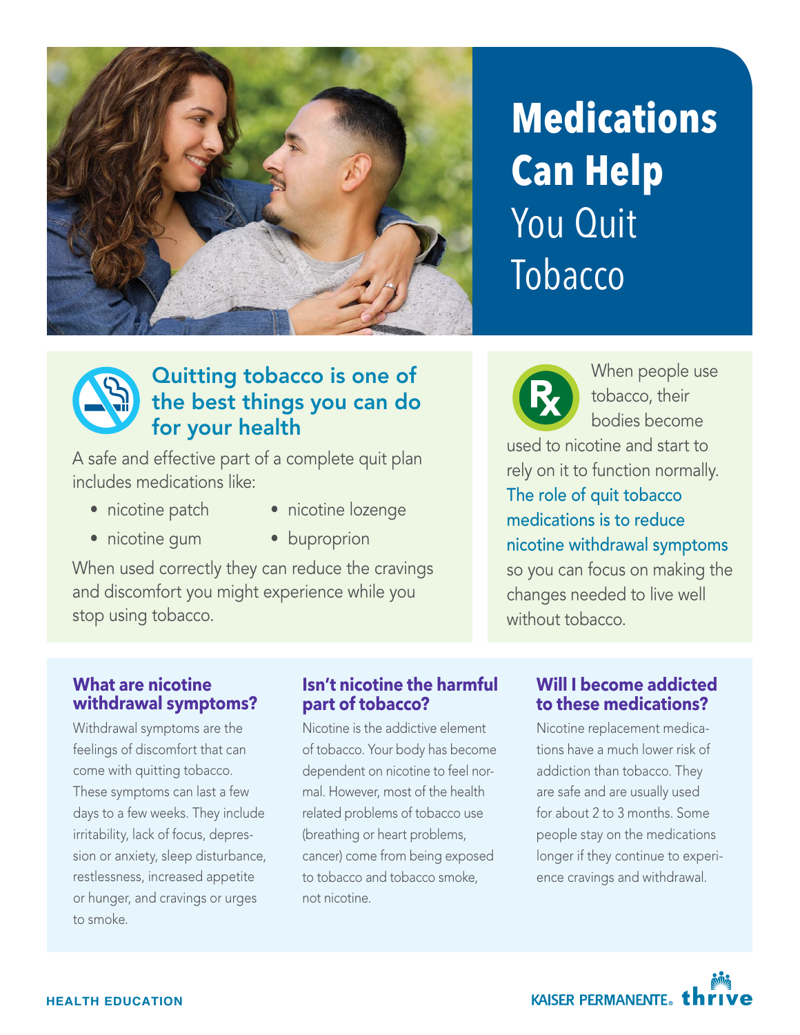# Medications Can Help You Quit Tobacco

## Quitting tobacco is one of the best things you can do for your health

A safe and effective part of a complete quit plan includes medications like:

- nicotine patch
- nicotine gum
- nicotine lozenge
- buproprion

When used correctly they can reduce the cravings and discomfort you might experience while you stop using tobacco.

When people use tobacco, their bodies become used to nicotine and start to rely on it to function normally. The role of quit tobacco medications is to reduce nicotine withdrawal symptoms so you can focus on making the changes needed to live well without tobacco.

### What are nicotine withdrawal symptoms?

Withdrawal symptoms are the feelings of discomfort that can come with quitting tobacco. These symptoms can last a few days to a few weeks. They include irritability, lack of focus, depression or anxiety, sleep disturbance, restlessness, increased appetite or hunger, and cravings or urges to smoke.

### Isn't nicotine the harmful part of tobacco?

Nicotine is the addictive element of tobacco. Your body has become dependent on nicotine to feel normal. However, most of the health related problems of tobacco use (breathing or heart problems, cancer) come from being exposed to tobacco and tobacco smoke, not nicotine.

### Will I become addicted to these medications?

Nicotine replacement medications have a much lower risk of addiction than tobacco. They are safe and are usually used for about 2 to 3 months. Some people stay on the medications longer if they continue to experience cravings and withdrawal.

HEALTH EDUCATION

KAISER PERMANENTE® thrive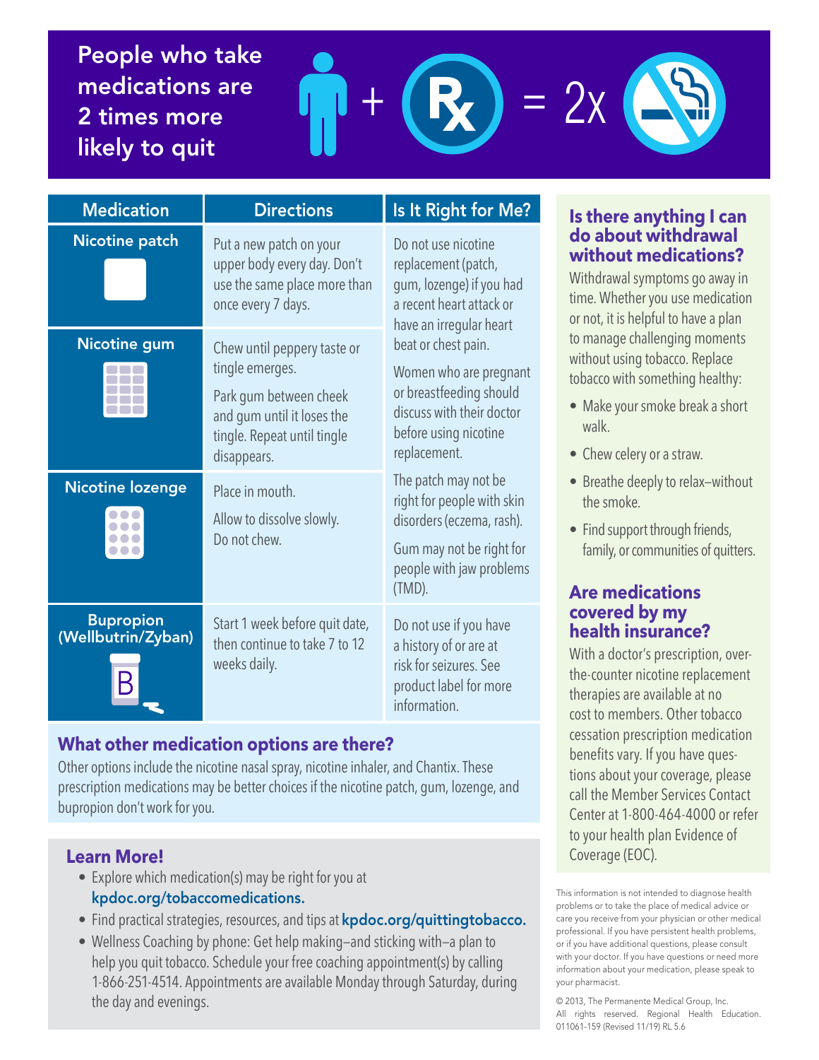# People who take medications are 2 times more likely to quit

+ Rx = 2x

| Medication | Directions | Is It Right for Me? |
|---|---|---|
| Nicotine patch | Put a new patch on your upper body every day. Don't use the same place more than once every 7 days. | Do not use nicotine replacement (patch, gum, lozenge) if you had a recent heart attack or have an irregular heart beat or chest pain. Women who are pregnant or breastfeeding should discuss with their doctor before using nicotine replacement. The patch may not be right for people with skin disorders (eczema, rash). Gum may not be right for people with jaw problems (TMD). |
| Nicotine gum | Chew until peppery taste or tingle emerges. Park gum between cheek and gum until it loses the tingle. Repeat until tingle disappears. | |
| Nicotine lozenge | Place in mouth. Allow to dissolve slowly. Do not chew. | |
| Bupropion (Wellbutrin/Zyban) | Start 1 week before quit date, then continue to take 7 to 12 weeks daily. | Do not use if you have a history of or are at risk for seizures. See product label for more information. |

## What other medication options are there?

Other options include the nicotine nasal spray, nicotine inhaler, and Chantix. These prescription medications may be better choices if the nicotine patch, gum, lozenge, and bupropion don't work for you.

## Learn More!

- Explore which medication(s) may be right for you at **kpdoc.org/tobaccomedications.**
- Find practical strategies, resources, and tips at **kpdoc.org/quittingtobacco.**
- Wellness Coaching by phone: Get help making–and sticking with–a plan to help you quit tobacco. Schedule your free coaching appointment(s) by calling 1-866-251-4514. Appointments are available Monday through Saturday, during the day and evenings.

## Is there anything I can do about withdrawal without medications?

Withdrawal symptoms go away in time. Whether you use medication or not, it is helpful to have a plan to manage challenging moments without using tobacco. Replace tobacco with something healthy:

- Make your smoke break a short walk.
- Chew celery or a straw.
- Breathe deeply to relax–without the smoke.
- Find support through friends, family, or communities of quitters.

## Are medications covered by my health insurance?

With a doctor's prescription, over-the-counter nicotine replacement therapies are available at no cost to members. Other tobacco cessation prescription medication benefits vary. If you have questions about your coverage, please call the Member Services Contact Center at 1-800-464-4000 or refer to your health plan Evidence of Coverage (EOC).

This information is not intended to diagnose health problems or to take the place of medical advice or care you receive from your physician or other medical professional. If you have persistent health problems, or if you have additional questions, please consult with your doctor. If you have questions or need more information about your medication, please speak to your pharmacist.

© 2013, The Permanente Medical Group, Inc. All rights reserved. Regional Health Education. 011061-159 (Revised 11/19) RL 5.6